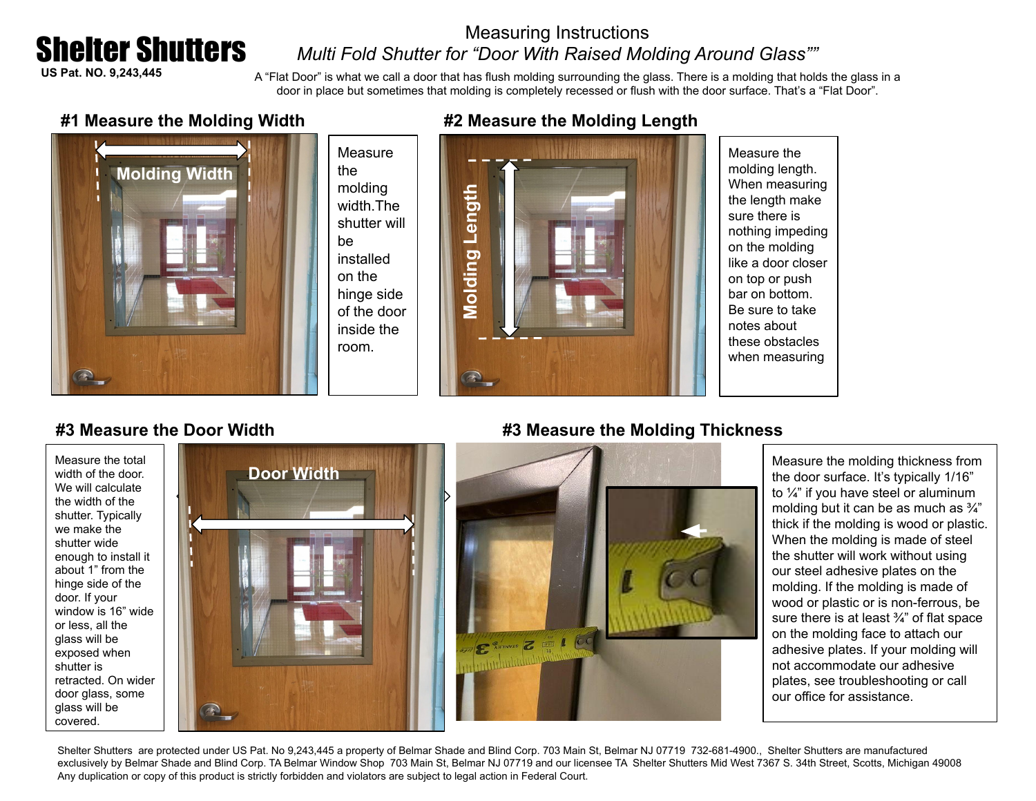# Shelter Shutters

**US Pat. NO. 9,243,445**

## Measuring Instructions

*Multi Fold Shutter for "Door With Raised Molding Around Glass""*

A "Flat Door" is what we call a door that has flush molding surrounding the glass. There is a molding that holds the glass in a door in place but sometimes that molding is completely recessed or flush with the door surface. That's a "Flat Door".

### #1 Measure the Molding Width

Molding Width

Measure the molding width.The shutter will be installed on the hinge side of the door inside the room.

### #2 Measure the Molding Length

Molding Length

Measure the molding length. When measuring the length make sure there is nothing impeding on the molding like a door closer on top or push bar on bottom. Be sure to take notes about these obstacles when measuring

### #3 Measure the Door Width

Door Width

Measure the total width of the door. We will calculate the width of the shutter. Typically we make the shutter wide enough to install it about 1" from the hinge side of the door. If your window is 16" wide or less, all the glass will be exposed when shutter is retracted. On wider door glass, some glass will be covered.

### #3 Measure the Molding Thickness

Measure the molding thickness from the door surface. It's typically 1/16" to ¼" if you have steel or aluminum molding but it can be as much as ¾" thick if the molding is wood or plastic. When the molding is made of steel the shutter will work without using our steel adhesive plates on the molding. If the molding is made of wood or plastic or is non-ferrous, be sure there is at least ¾" of flat space on the molding face to attach our adhesive plates. If your molding will not accommodate our adhesive plates, see troubleshooting or call our office for assistance.

Shelter Shutters are protected under US Pat. No 9,243,445 a property of Belmar Shade and Blind Corp. 703 Main St, Belmar NJ 07719 732-681-4900., Shelter Shutters are manufactured exclusively by Belmar Shade and Blind Corp. TA Belmar Window Shop 703 Main St, Belmar NJ 07719 and our licensee TA Shelter Shutters Mid West 7367 S. 34th Street, Scotts, Michigan 49008 Any duplication or copy of this product is strictly forbidden and violators are subject to legal action in Federal Court.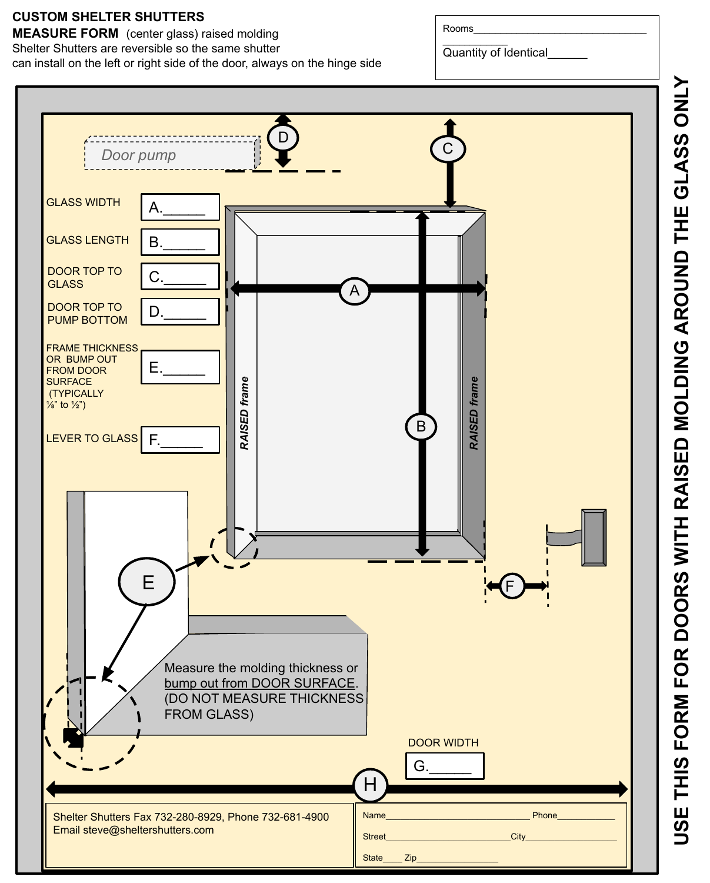# CUSTOM SHELTER SHUTTERS

**MEASURE FORM** (center glass) raised molding

Shelter Shutters are reversible so the same shutter can install on the left or right side of the door, always on the hinge side

Rooms______________________________

__________

Quantity of Identical______

Door pump

GLASS WIDTH A.______

GLASS LENGTH B.______

DOOR TOP TO GLASS C.______

DOOR TOP TO PUMP BOTTOM D.______

FRAME THICKNESS OR BUMP OUT FROM DOOR SURFACE (TYPICALLY ⅛" to ½") E.______

LEVER TO GLASS F.______

RAISED frame

RAISED frame

Measure the molding thickness or bump out from DOOR SURFACE. (DO NOT MEASURE THICKNESS FROM GLASS)

DOOR WIDTH G.______

H

Shelter Shutters Fax 732-280-8929, Phone 732-681-4900
Email steve@sheltershutters.com

Name____________________________ Phone____________

Street____________________________City________________

State____ Zip________________

**USE THIS FORM FOR DOORS WITH RAISED MOLDING AROUND THE GLASS ONLY**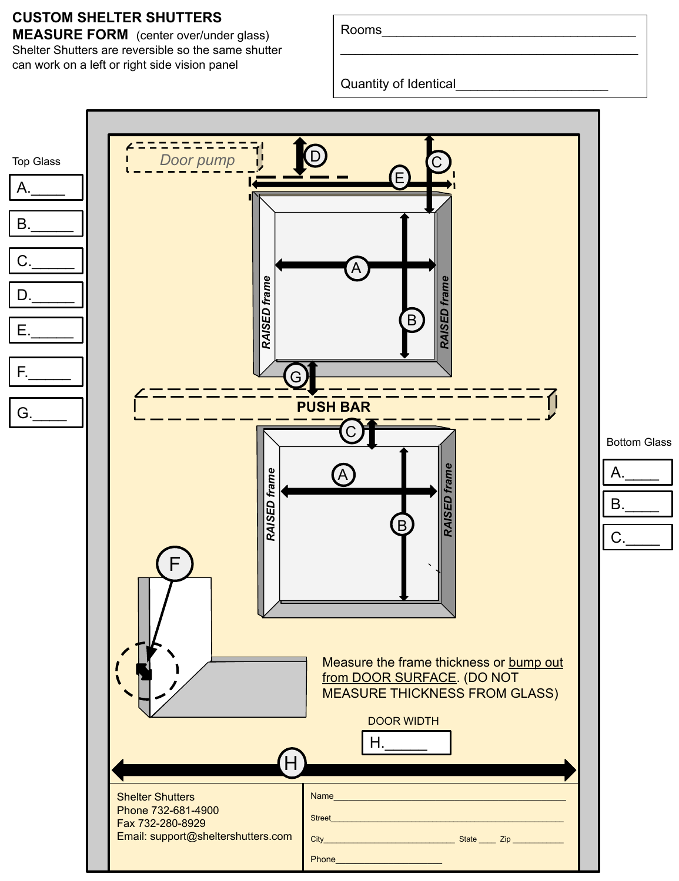# CUSTOM SHELTER SHUTTERS

**MEASURE FORM** (center over/under glass)

Shelter Shutters are reversible so the same shutter can work on a left or right side vision panel

Rooms________________________________
_____________________________________

Quantity of Identical____________________

Top Glass

A.____

B._____

C._____

D._____

E._____

F._____

G.____

Door pump

D

C

E

A

B

RAISED frame

RAISED frame

G

PUSH BAR

C

A

B

RAISED frame

RAISED frame

Bottom Glass

A.____

B.____

C.____

F

Measure the frame thickness or <u>bump out from DOOR SURFACE</u>. (DO NOT MEASURE THICKNESS FROM GLASS)

DOOR WIDTH

H._____

H

Shelter Shutters
Phone 732-681-4900
Fax 732-280-8929
Email: support@sheltershutters.com

Name_____________________________________________

Street____________________________________________

City___________________________ State ____ Zip ___________

Phone____________________